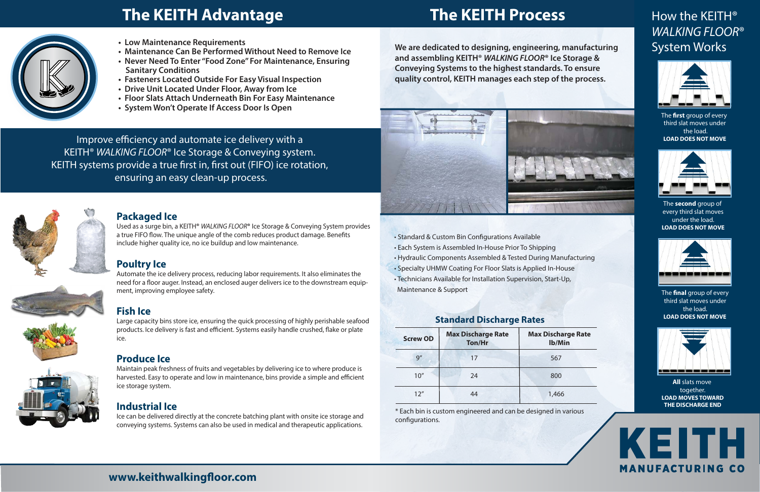# The KEITH Advantage

- Low Maintenance Requirements
- Maintenance Can Be Performed Without Need to Remove Ice
- Never Need To Enter "Food Zone" For Maintenance, Ensuring Sanitary Conditions
- Fasteners Located Outside For Easy Visual Inspection
- Drive Unit Located Under Floor, Away from Ice
- Floor Slats Attach Underneath Bin For Easy Maintenance
- System Won't Operate If Access Door Is Open

Improve efficiency and automate ice delivery with a KEITH® *WALKING FLOOR®* Ice Storage & Conveying system. KEITH systems provide a true first in, first out (FIFO) ice rotation, ensuring an easy clean-up process.

## Packaged Ice

Used as a surge bin, a KEITH® *WALKING FLOOR®* Ice Storage & Conveying System provides a true FIFO flow. The unique angle of the comb reduces product damage. Benefits include higher quality ice, no ice buildup and low maintenance.

## Poultry Ice

Automate the ice delivery process, reducing labor requirements. It also eliminates the need for a floor auger. Instead, an enclosed auger delivers ice to the downstream equipment, improving employee safety.

## Fish Ice

Large capacity bins store ice, ensuring the quick processing of highly perishable seafood products. Ice delivery is fast and efficient. Systems easily handle crushed, flake or plate ice.

## Produce Ice

Maintain peak freshness of fruits and vegetables by delivering ice to where produce is harvested. Easy to operate and low in maintenance, bins provide a simple and efficient ice storage system.

## Industrial Ice

Ice can be delivered directly at the concrete batching plant with onsite ice storage and conveying systems. Systems can also be used in medical and therapeutic applications.

# The KEITH Process

**We are dedicated to designing, engineering, manufacturing and assembling KEITH® *WALKING FLOOR®* Ice Storage & Conveying Systems to the highest standards. To ensure quality control, KEITH manages each step of the process.**

- Standard & Custom Bin Configurations Available
- Each System is Assembled In-House Prior To Shipping
- Hydraulic Components Assembled & Tested During Manufacturing
- Specialty UHMW Coating For Floor Slats is Applied In-House
- Technicians Available for Installation Supervision, Start-Up, Maintenance & Support

## Standard Discharge Rates

| Screw OD | Max Discharge Rate Ton/Hr | Max Discharge Rate lb/Min |
|---|---|---|
| 9" | 17 | 567 |
| 10" | 24 | 800 |
| 12" | 44 | 1,466 |

* Each bin is custom engineered and can be designed in various configurations.

# How the KEITH® *WALKING FLOOR®* System Works

The **first** group of every third slat moves under the load.
**LOAD DOES NOT MOVE**

The **second** group of every third slat moves under the load.
**LOAD DOES NOT MOVE**

The **final** group of every third slat moves under the load.
**LOAD DOES NOT MOVE**

**All** slats move together.
**LOAD MOVES TOWARD THE DISCHARGE END**

KEITH MANUFACTURING CO

www.keithwalkingfloor.com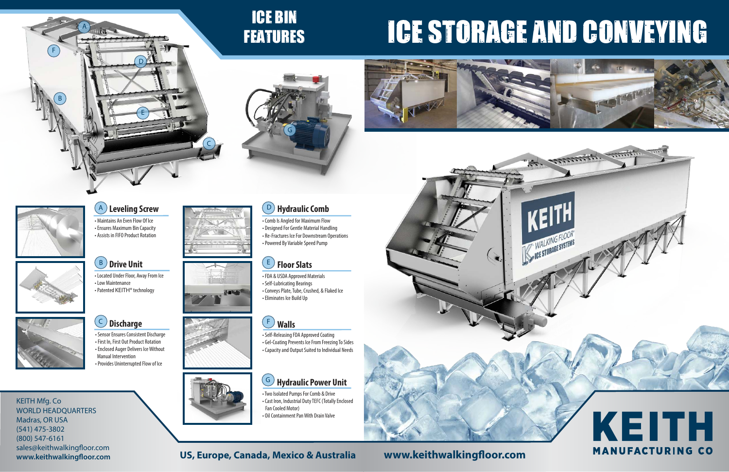# ICE STORAGE AND CONVEYING

## ICE BIN FEATURES

### A Leveling Screw
- Maintains An Even Flow Of Ice
- Ensures Maximum Bin Capacity
- Assists in FIFO Product Rotation

### B Drive Unit
- Located Under Floor, Away From Ice
- Low Maintenance
- Patented KEITH® technology

### C Discharge
- Sensor Ensures Consistent Discharge
- First In, First Out Product Rotation
- Enclosed Auger Delivers Ice Without Manual Intervention
- Provides Uninterrupted Flow of Ice

### D Hydraulic Comb
- Comb Is Angled for Maximum Flow
- Designed For Gentle Material Handling
- Re-Fractures Ice For Downstream Operations
- Powered By Variable Speed Pump

### E Floor Slats
- FDA & USDA Approved Materials
- Self-Lubricating Bearings
- Conveys Plate, Tube, Crushed, & Flaked Ice
- Eliminates Ice Build Up

### F Walls
- Self-Releasing FDA Approved Coating
- Gel-Coating Prevents Ice From Freezing To Sides
- Capacity and Output Suited to Individual Needs

### G Hydraulic Power Unit
- Two Isolated Pumps For Comb & Drive
- Cast Iron, Industrial Duty TEFC (Totally Enclosed Fan Cooled Motor)
- Oil Containment Pan With Drain Valve

KEITH Mfg. Co
WORLD HEADQUARTERS
Madras, OR USA
(541) 475-3802
(800) 547-6161
sales@keithwalkingfloor.com
**www.keithwalkingfloor.com**

**US, Europe, Canada, Mexico & Australia**

**www.keithwalkingfloor.com**

**KEITH MANUFACTURING CO**